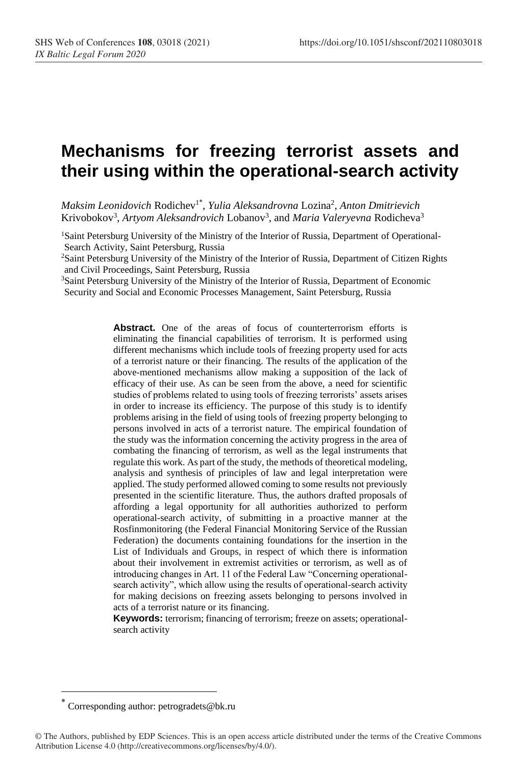# Mechanisms for freezing terrorist assets and their using within the operational-search activity

*Maksim Leonidovich* Rodichev[1*], *Yulia Aleksandrovna* Lozina[2], *Anton Dmitrievich* Krivobokov[3], *Artyom Aleksandrovich* Lobanov[3], and *Maria Valeryevna* Rodicheva[3]

[1]Saint Petersburg University of the Ministry of the Interior of Russia, Department of Operational-Search Activity, Saint Petersburg, Russia

[2]Saint Petersburg University of the Ministry of the Interior of Russia, Department of Citizen Rights and Civil Proceedings, Saint Petersburg, Russia

[3]Saint Petersburg University of the Ministry of the Interior of Russia, Department of Economic Security and Social and Economic Processes Management, Saint Petersburg, Russia

**Abstract.** One of the areas of focus of counterterrorism efforts is eliminating the financial capabilities of terrorism. It is performed using different mechanisms which include tools of freezing property used for acts of a terrorist nature or their financing. The results of the application of the above-mentioned mechanisms allow making a supposition of the lack of efficacy of their use. As can be seen from the above, a need for scientific studies of problems related to using tools of freezing terrorists' assets arises in order to increase its efficiency. The purpose of this study is to identify problems arising in the field of using tools of freezing property belonging to persons involved in acts of a terrorist nature. The empirical foundation of the study was the information concerning the activity progress in the area of combating the financing of terrorism, as well as the legal instruments that regulate this work. As part of the study, the methods of theoretical modeling, analysis and synthesis of principles of law and legal interpretation were applied. The study performed allowed coming to some results not previously presented in the scientific literature. Thus, the authors drafted proposals of affording a legal opportunity for all authorities authorized to perform operational-search activity, of submitting in a proactive manner at the Rosfinmonitoring (the Federal Financial Monitoring Service of the Russian Federation) the documents containing foundations for the insertion in the List of Individuals and Groups, in respect of which there is information about their involvement in extremist activities or terrorism, as well as of introducing changes in Art. 11 of the Federal Law "Concerning operational-search activity", which allow using the results of operational-search activity for making decisions on freezing assets belonging to persons involved in acts of a terrorist nature or its financing.

**Keywords:** terrorism; financing of terrorism; freeze on assets; operational-search activity

---

[*] Corresponding author: petrogradets@bk.ru

© The Authors, published by EDP Sciences. This is an open access article distributed under the terms of the Creative Commons Attribution License 4.0 (http://creativecommons.org/licenses/by/4.0/).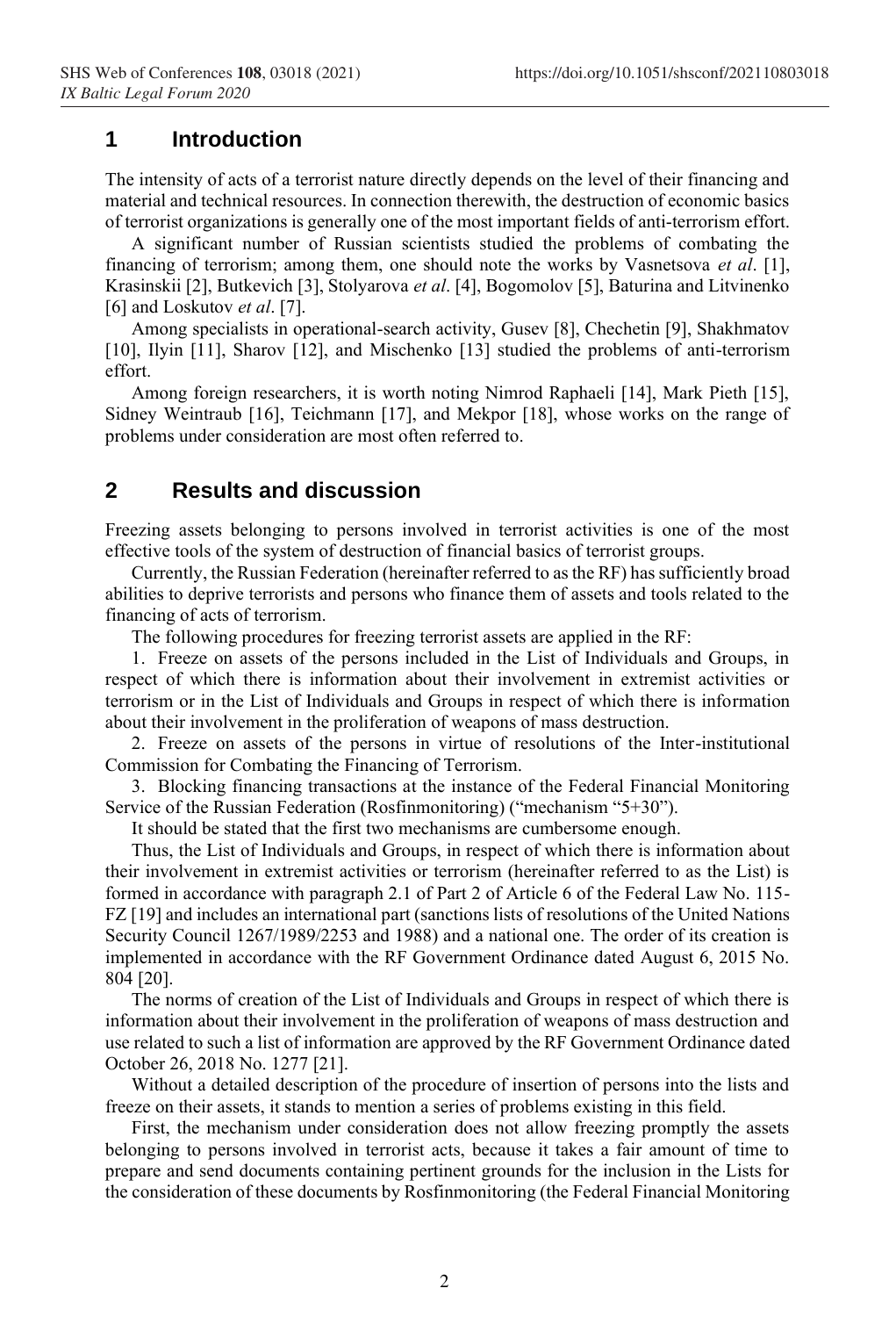## 1 Introduction

The intensity of acts of a terrorist nature directly depends on the level of their financing and material and technical resources. In connection therewith, the destruction of economic basics of terrorist organizations is generally one of the most important fields of anti-terrorism effort.

A significant number of Russian scientists studied the problems of combating the financing of terrorism; among them, one should note the works by Vasnetsova *et al*. [1], Krasinskii [2], Butkevich [3], Stolyarova *et al*. [4], Bogomolov [5], Baturina and Litvinenko [6] and Loskutov *et al*. [7].

Among specialists in operational-search activity, Gusev [8], Chechetin [9], Shakhmatov [10], Ilyin [11], Sharov [12], and Mischenko [13] studied the problems of anti-terrorism effort.

Among foreign researchers, it is worth noting Nimrod Raphaeli [14], Mark Pieth [15], Sidney Weintraub [16], Teichmann [17], and Mekpor [18], whose works on the range of problems under consideration are most often referred to.

## 2 Results and discussion

Freezing assets belonging to persons involved in terrorist activities is one of the most effective tools of the system of destruction of financial basics of terrorist groups.

Currently, the Russian Federation (hereinafter referred to as the RF) has sufficiently broad abilities to deprive terrorists and persons who finance them of assets and tools related to the financing of acts of terrorism.

The following procedures for freezing terrorist assets are applied in the RF:

1. Freeze on assets of the persons included in the List of Individuals and Groups, in respect of which there is information about their involvement in extremist activities or terrorism or in the List of Individuals and Groups in respect of which there is information about their involvement in the proliferation of weapons of mass destruction.
2. Freeze on assets of the persons in virtue of resolutions of the Inter-institutional Commission for Combating the Financing of Terrorism.
3. Blocking financing transactions at the instance of the Federal Financial Monitoring Service of the Russian Federation (Rosfinmonitoring) ("mechanism "5+30").

It should be stated that the first two mechanisms are cumbersome enough.

Thus, the List of Individuals and Groups, in respect of which there is information about their involvement in extremist activities or terrorism (hereinafter referred to as the List) is formed in accordance with paragraph 2.1 of Part 2 of Article 6 of the Federal Law No. 115-FZ [19] and includes an international part (sanctions lists of resolutions of the United Nations Security Council 1267/1989/2253 and 1988) and a national one. The order of its creation is implemented in accordance with the RF Government Ordinance dated August 6, 2015 No. 804 [20].

The norms of creation of the List of Individuals and Groups in respect of which there is information about their involvement in the proliferation of weapons of mass destruction and use related to such a list of information are approved by the RF Government Ordinance dated October 26, 2018 No. 1277 [21].

Without a detailed description of the procedure of insertion of persons into the lists and freeze on their assets, it stands to mention a series of problems existing in this field.

First, the mechanism under consideration does not allow freezing promptly the assets belonging to persons involved in terrorist acts, because it takes a fair amount of time to prepare and send documents containing pertinent grounds for the inclusion in the Lists for the consideration of these documents by Rosfinmonitoring (the Federal Financial Monitoring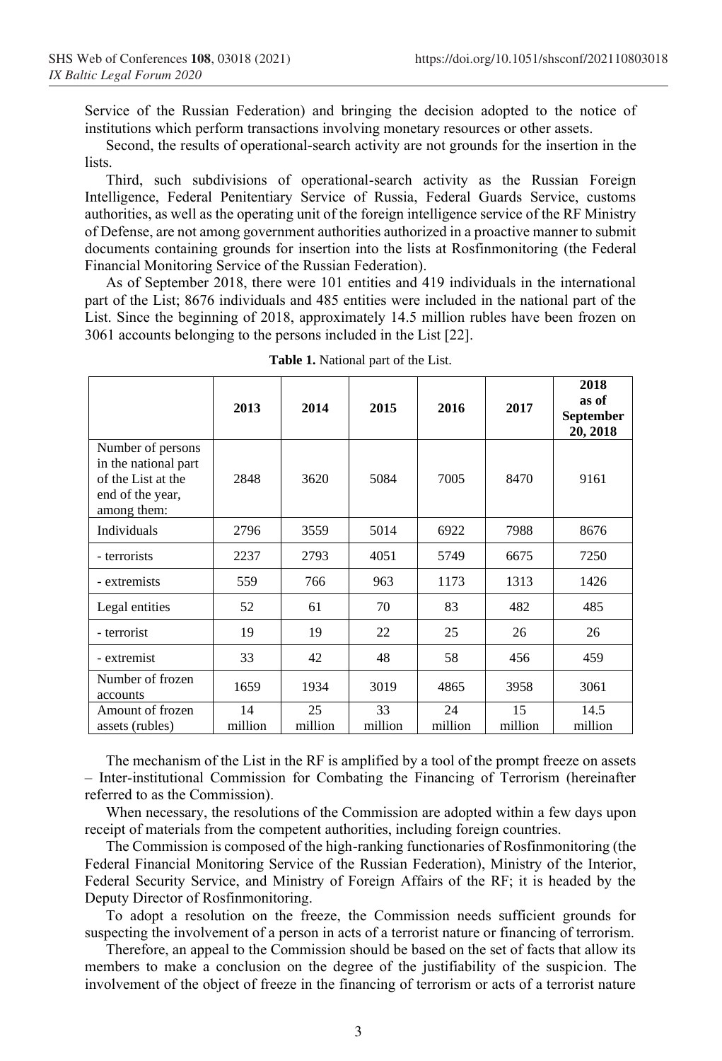Service of the Russian Federation) and bringing the decision adopted to the notice of institutions which perform transactions involving monetary resources or other assets.

Second, the results of operational-search activity are not grounds for the insertion in the lists.

Third, such subdivisions of operational-search activity as the Russian Foreign Intelligence, Federal Penitentiary Service of Russia, Federal Guards Service, customs authorities, as well as the operating unit of the foreign intelligence service of the RF Ministry of Defense, are not among government authorities authorized in a proactive manner to submit documents containing grounds for insertion into the lists at Rosfinmonitoring (the Federal Financial Monitoring Service of the Russian Federation).

As of September 2018, there were 101 entities and 419 individuals in the international part of the List; 8676 individuals and 485 entities were included in the national part of the List. Since the beginning of 2018, approximately 14.5 million rubles have been frozen on 3061 accounts belonging to the persons included in the List [22].

**Table 1.** National part of the List.

| | 2013 | 2014 | 2015 | 2016 | 2017 | 2018 as of September 20, 2018 |
|---|---|---|---|---|---|---|
| Number of persons in the national part of the List at the end of the year, among them: | 2848 | 3620 | 5084 | 7005 | 8470 | 9161 |
| Individuals | 2796 | 3559 | 5014 | 6922 | 7988 | 8676 |
| - terrorists | 2237 | 2793 | 4051 | 5749 | 6675 | 7250 |
| - extremists | 559 | 766 | 963 | 1173 | 1313 | 1426 |
| Legal entities | 52 | 61 | 70 | 83 | 482 | 485 |
| - terrorist | 19 | 19 | 22 | 25 | 26 | 26 |
| - extremist | 33 | 42 | 48 | 58 | 456 | 459 |
| Number of frozen accounts | 1659 | 1934 | 3019 | 4865 | 3958 | 3061 |
| Amount of frozen assets (rubles) | 14 million | 25 million | 33 million | 24 million | 15 million | 14.5 million |

The mechanism of the List in the RF is amplified by a tool of the prompt freeze on assets – Inter-institutional Commission for Combating the Financing of Terrorism (hereinafter referred to as the Commission).

When necessary, the resolutions of the Commission are adopted within a few days upon receipt of materials from the competent authorities, including foreign countries.

The Commission is composed of the high-ranking functionaries of Rosfinmonitoring (the Federal Financial Monitoring Service of the Russian Federation), Ministry of the Interior, Federal Security Service, and Ministry of Foreign Affairs of the RF; it is headed by the Deputy Director of Rosfinmonitoring.

To adopt a resolution on the freeze, the Commission needs sufficient grounds for suspecting the involvement of a person in acts of a terrorist nature or financing of terrorism.

Therefore, an appeal to the Commission should be based on the set of facts that allow its members to make a conclusion on the degree of the justifiability of the suspicion. The involvement of the object of freeze in the financing of terrorism or acts of a terrorist nature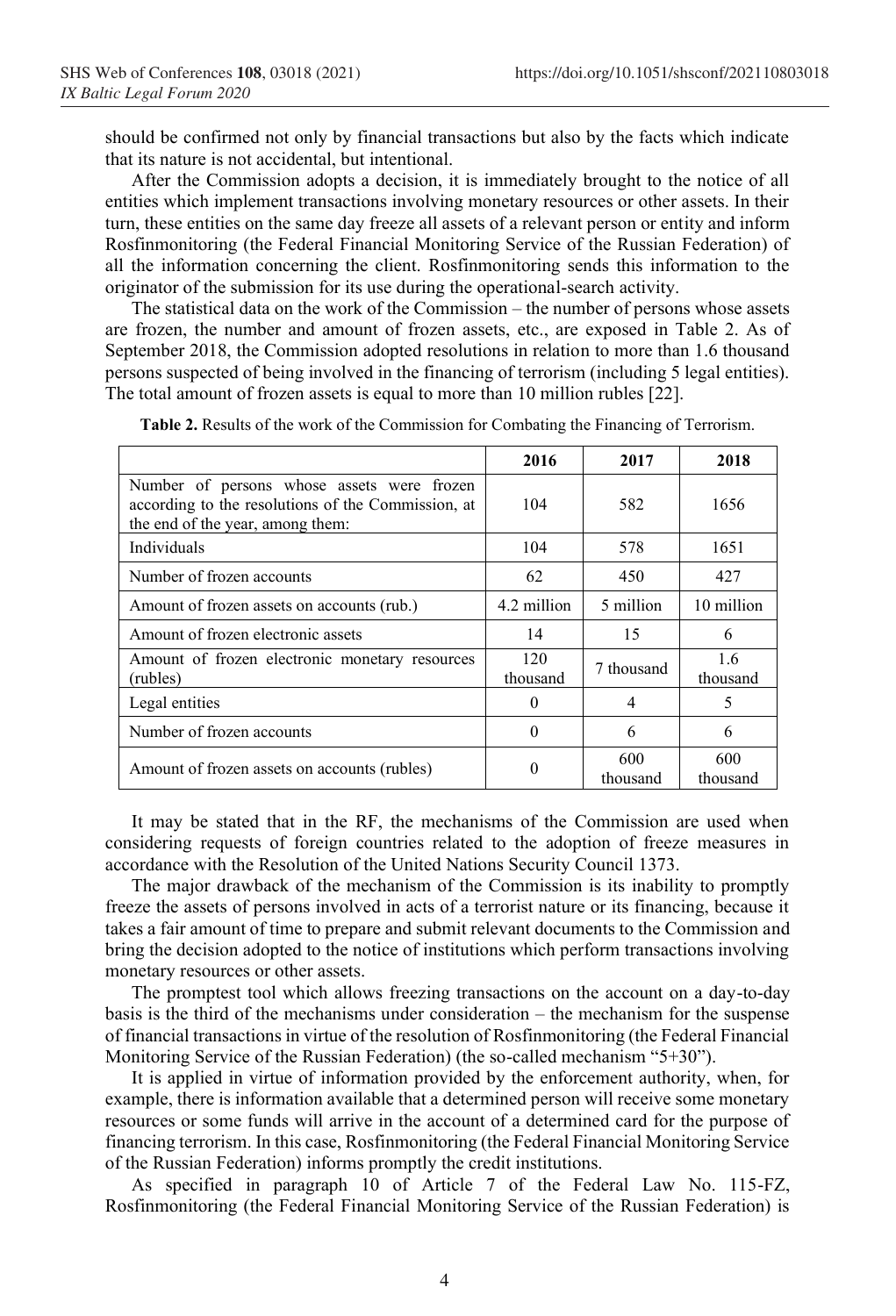should be confirmed not only by financial transactions but also by the facts which indicate that its nature is not accidental, but intentional.

After the Commission adopts a decision, it is immediately brought to the notice of all entities which implement transactions involving monetary resources or other assets. In their turn, these entities on the same day freeze all assets of a relevant person or entity and inform Rosfinmonitoring (the Federal Financial Monitoring Service of the Russian Federation) of all the information concerning the client. Rosfinmonitoring sends this information to the originator of the submission for its use during the operational-search activity.

The statistical data on the work of the Commission – the number of persons whose assets are frozen, the number and amount of frozen assets, etc., are exposed in Table 2. As of September 2018, the Commission adopted resolutions in relation to more than 1.6 thousand persons suspected of being involved in the financing of terrorism (including 5 legal entities). The total amount of frozen assets is equal to more than 10 million rubles [22].

**Table 2.** Results of the work of the Commission for Combating the Financing of Terrorism.

| | 2016 | 2017 | 2018 |
|---|---|---|---|
| Number of persons whose assets were frozen according to the resolutions of the Commission, at the end of the year, among them: | 104 | 582 | 1656 |
| Individuals | 104 | 578 | 1651 |
| Number of frozen accounts | 62 | 450 | 427 |
| Amount of frozen assets on accounts (rub.) | 4.2 million | 5 million | 10 million |
| Amount of frozen electronic assets | 14 | 15 | 6 |
| Amount of frozen electronic monetary resources (rubles) | 120 thousand | 7 thousand | 1.6 thousand |
| Legal entities | 0 | 4 | 5 |
| Number of frozen accounts | 0 | 6 | 6 |
| Amount of frozen assets on accounts (rubles) | 0 | 600 thousand | 600 thousand |

It may be stated that in the RF, the mechanisms of the Commission are used when considering requests of foreign countries related to the adoption of freeze measures in accordance with the Resolution of the United Nations Security Council 1373.

The major drawback of the mechanism of the Commission is its inability to promptly freeze the assets of persons involved in acts of a terrorist nature or its financing, because it takes a fair amount of time to prepare and submit relevant documents to the Commission and bring the decision adopted to the notice of institutions which perform transactions involving monetary resources or other assets.

The promptest tool which allows freezing transactions on the account on a day-to-day basis is the third of the mechanisms under consideration – the mechanism for the suspense of financial transactions in virtue of the resolution of Rosfinmonitoring (the Federal Financial Monitoring Service of the Russian Federation) (the so-called mechanism "5+30").

It is applied in virtue of information provided by the enforcement authority, when, for example, there is information available that a determined person will receive some monetary resources or some funds will arrive in the account of a determined card for the purpose of financing terrorism. In this case, Rosfinmonitoring (the Federal Financial Monitoring Service of the Russian Federation) informs promptly the credit institutions.

As specified in paragraph 10 of Article 7 of the Federal Law No. 115-FZ, Rosfinmonitoring (the Federal Financial Monitoring Service of the Russian Federation) is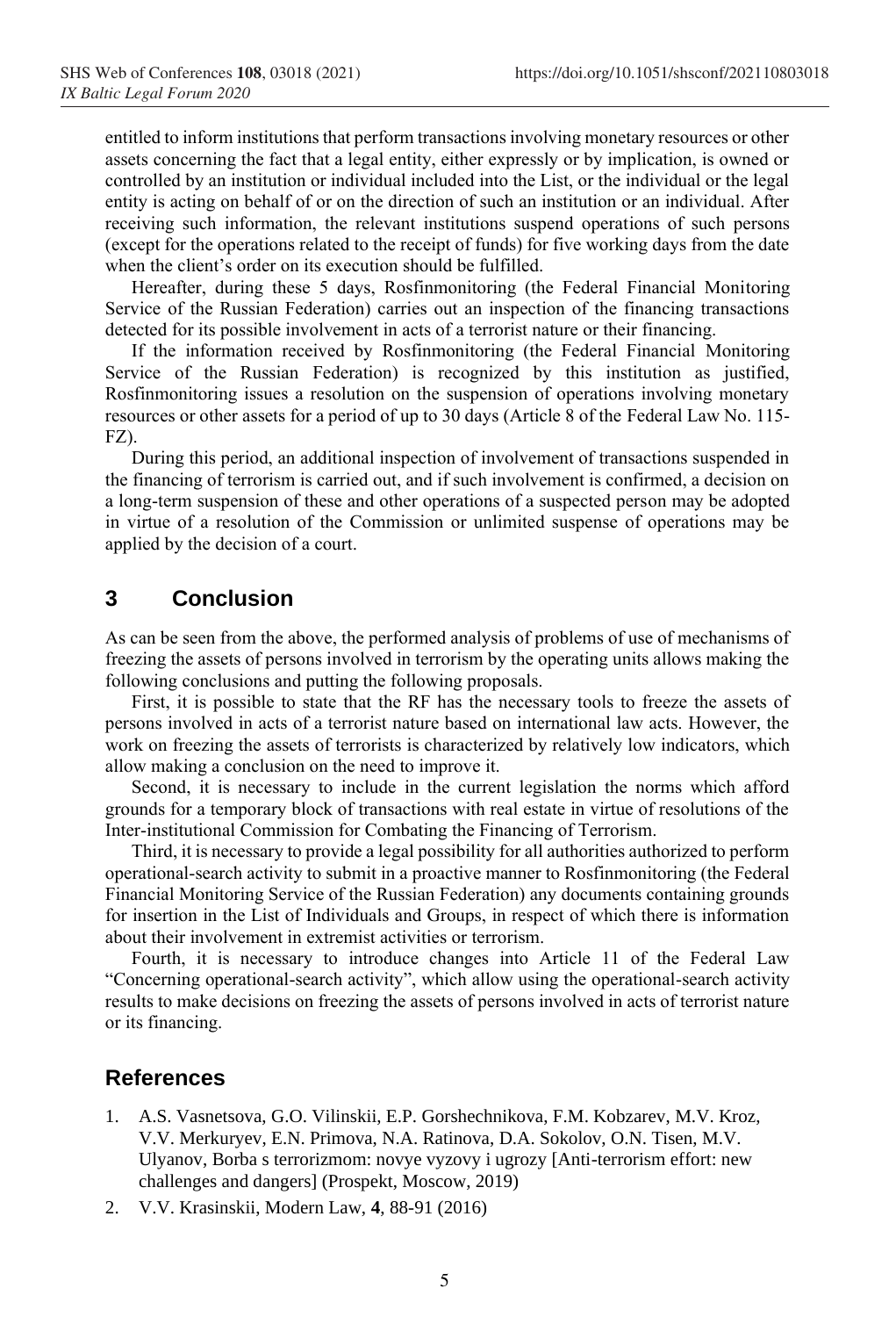entitled to inform institutions that perform transactions involving monetary resources or other assets concerning the fact that a legal entity, either expressly or by implication, is owned or controlled by an institution or individual included into the List, or the individual or the legal entity is acting on behalf of or on the direction of such an institution or an individual. After receiving such information, the relevant institutions suspend operations of such persons (except for the operations related to the receipt of funds) for five working days from the date when the client's order on its execution should be fulfilled.

Hereafter, during these 5 days, Rosfinmonitoring (the Federal Financial Monitoring Service of the Russian Federation) carries out an inspection of the financing transactions detected for its possible involvement in acts of a terrorist nature or their financing.

If the information received by Rosfinmonitoring (the Federal Financial Monitoring Service of the Russian Federation) is recognized by this institution as justified, Rosfinmonitoring issues a resolution on the suspension of operations involving monetary resources or other assets for a period of up to 30 days (Article 8 of the Federal Law No. 115-FZ).

During this period, an additional inspection of involvement of transactions suspended in the financing of terrorism is carried out, and if such involvement is confirmed, a decision on a long-term suspension of these and other operations of a suspected person may be adopted in virtue of a resolution of the Commission or unlimited suspense of operations may be applied by the decision of a court.

## 3 Conclusion

As can be seen from the above, the performed analysis of problems of use of mechanisms of freezing the assets of persons involved in terrorism by the operating units allows making the following conclusions and putting the following proposals.

First, it is possible to state that the RF has the necessary tools to freeze the assets of persons involved in acts of a terrorist nature based on international law acts. However, the work on freezing the assets of terrorists is characterized by relatively low indicators, which allow making a conclusion on the need to improve it.

Second, it is necessary to include in the current legislation the norms which afford grounds for a temporary block of transactions with real estate in virtue of resolutions of the Inter-institutional Commission for Combating the Financing of Terrorism.

Third, it is necessary to provide a legal possibility for all authorities authorized to perform operational-search activity to submit in a proactive manner to Rosfinmonitoring (the Federal Financial Monitoring Service of the Russian Federation) any documents containing grounds for insertion in the List of Individuals and Groups, in respect of which there is information about their involvement in extremist activities or terrorism.

Fourth, it is necessary to introduce changes into Article 11 of the Federal Law "Concerning operational-search activity", which allow using the operational-search activity results to make decisions on freezing the assets of persons involved in acts of terrorist nature or its financing.

## References

1. A.S. Vasnetsova, G.O. Vilinskii, E.P. Gorshechnikova, F.M. Kobzarev, M.V. Kroz, V.V. Merkuryev, E.N. Primova, N.A. Ratinova, D.A. Sokolov, O.N. Tisen, M.V. Ulyanov, Borba s terrorizmom: novye vyzovy i ugrozy [Anti-terrorism effort: new challenges and dangers] (Prospekt, Moscow, 2019)
2. V.V. Krasinskii, Modern Law, **4**, 88-91 (2016)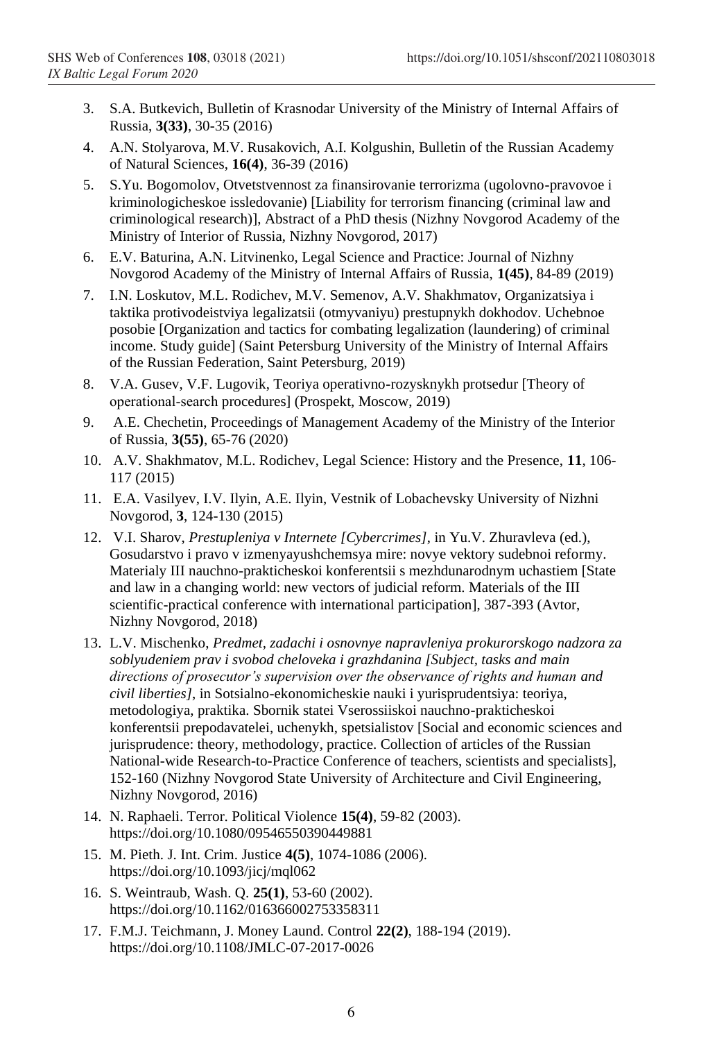3. S.A. Butkevich, Bulletin of Krasnodar University of the Ministry of Internal Affairs of Russia, **3(33)**, 30-35 (2016)
4. A.N. Stolyarova, M.V. Rusakovich, A.I. Kolgushin, Bulletin of the Russian Academy of Natural Sciences, **16(4)**, 36-39 (2016)
5. S.Yu. Bogomolov, Otvetstvennost za finansirovanie terrorizma (ugolovno-pravovoe i kriminologicheskoe issledovanie) [Liability for terrorism financing (criminal law and criminological research)], Abstract of a PhD thesis (Nizhny Novgorod Academy of the Ministry of Interior of Russia, Nizhny Novgorod, 2017)
6. E.V. Baturina, A.N. Litvinenko, Legal Science and Practice: Journal of Nizhny Novgorod Academy of the Ministry of Internal Affairs of Russia, **1(45)**, 84-89 (2019)
7. I.N. Loskutov, M.L. Rodichev, M.V. Semenov, A.V. Shakhmatov, Organizatsiya i taktika protivodeistviya legalizatsii (otmyvaniyu) prestupnykh dokhodov. Uchebnoe posobie [Organization and tactics for combating legalization (laundering) of criminal income. Study guide] (Saint Petersburg University of the Ministry of Internal Affairs of the Russian Federation, Saint Petersburg, 2019)
8. V.A. Gusev, V.F. Lugovik, Teoriya operativno-rozysknykh protsedur [Theory of operational-search procedures] (Prospekt, Moscow, 2019)
9. A.E. Chechetin, Proceedings of Management Academy of the Ministry of the Interior of Russia, **3(55)**, 65-76 (2020)
10. A.V. Shakhmatov, M.L. Rodichev, Legal Science: History and the Presence, **11**, 106-117 (2015)
11. E.A. Vasilyev, I.V. Ilyin, A.E. Ilyin, Vestnik of Lobachevsky University of Nizhni Novgorod, **3**, 124-130 (2015)
12. V.I. Sharov, *Prestupleniya v Internete [Cybercrimes]*, in Yu.V. Zhuravleva (ed.), Gosudarstvo i pravo v izmenyayushchemsya mire: novye vektory sudebnoi reformy. Materialy III nauchno-prakticheskoi konferentsii s mezhdunarodnym uchastiem [State and law in a changing world: new vectors of judicial reform. Materials of the III scientific-practical conference with international participation], 387-393 (Avtor, Nizhny Novgorod, 2018)
13. L.V. Mischenko, *Predmet, zadachi i osnovnye napravleniya prokurorskogo nadzora za soblyudeniem prav i svobod cheloveka i grazhdanina [Subject, tasks and main directions of prosecutor's supervision over the observance of rights and human and civil liberties]*, in Sotsialno-ekonomicheskie nauki i yurisprudentsiya: teoriya, metodologiya, praktika. Sbornik statei Vserossiiskoi nauchno-prakticheskoi konferentsii prepodavatelei, uchenykh, spetsialistov [Social and economic sciences and jurisprudence: theory, methodology, practice. Collection of articles of the Russian National-wide Research-to-Practice Conference of teachers, scientists and specialists], 152-160 (Nizhny Novgorod State University of Architecture and Civil Engineering, Nizhny Novgorod, 2016)
14. N. Raphaeli. Terror. Political Violence **15(4)**, 59-82 (2003). https://doi.org/10.1080/09546550390449881
15. M. Pieth. J. Int. Crim. Justice **4(5)**, 1074-1086 (2006). https://doi.org/10.1093/jicj/mql062
16. S. Weintraub, Wash. Q. **25(1)**, 53-60 (2002). https://doi.org/10.1162/016366002753358311
17. F.M.J. Teichmann, J. Money Laund. Control **22(2)**, 188-194 (2019). https://doi.org/10.1108/JMLC-07-2017-0026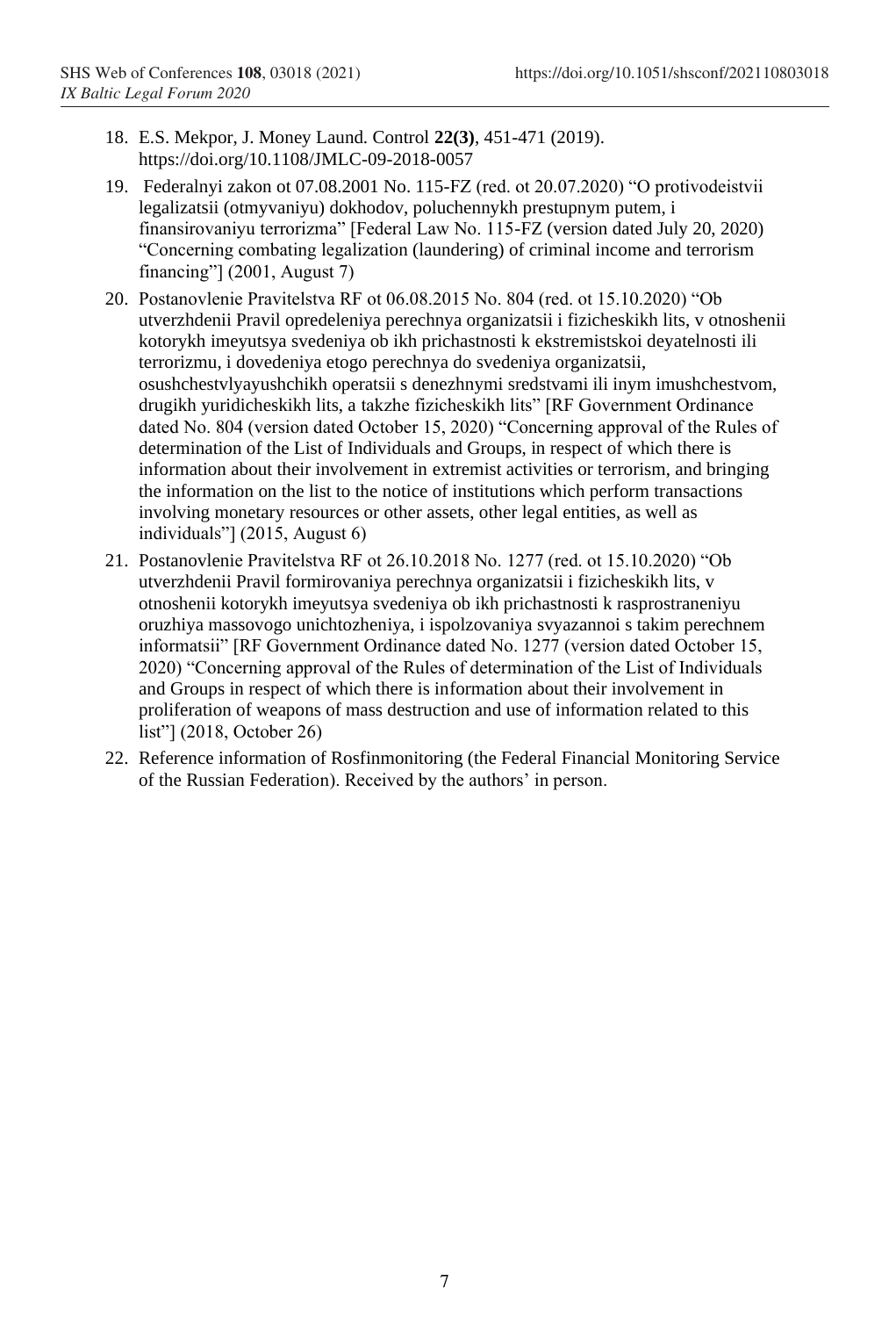18. E.S. Mekpor, J. Money Laund. Control **22(3)**, 451-471 (2019). https://doi.org/10.1108/JMLC-09-2018-0057
19. Federalnyi zakon ot 07.08.2001 No. 115-FZ (red. ot 20.07.2020) "O protivodeistvii legalizatsii (otmyvaniyu) dokhodov, poluchennykh prestupnym putem, i finansirovaniyu terrorizma" [Federal Law No. 115-FZ (version dated July 20, 2020) "Concerning combating legalization (laundering) of criminal income and terrorism financing"] (2001, August 7)
20. Postanovlenie Pravitelstva RF ot 06.08.2015 No. 804 (red. ot 15.10.2020) "Ob utverzhdenii Pravil opredeleniya perechnya organizatsii i fizicheskikh lits, v otnoshenii kotorykh imeyutsya svedeniya ob ikh prichastnosti k ekstremistskoi deyatelnosti ili terrorizmu, i dovedeniya etogo perechnya do svedeniya organizatsii, osushchestvlyayushchikh operatsii s denezhnymi sredstvami ili inym imushchestvom, drugikh yuridicheskikh lits, a takzhe fizicheskikh lits" [RF Government Ordinance dated No. 804 (version dated October 15, 2020) "Concerning approval of the Rules of determination of the List of Individuals and Groups, in respect of which there is information about their involvement in extremist activities or terrorism, and bringing the information on the list to the notice of institutions which perform transactions involving monetary resources or other assets, other legal entities, as well as individuals"] (2015, August 6)
21. Postanovlenie Pravitelstva RF ot 26.10.2018 No. 1277 (red. ot 15.10.2020) "Ob utverzhdenii Pravil formirovaniya perechnya organizatsii i fizicheskikh lits, v otnoshenii kotorykh imeyutsya svedeniya ob ikh prichastnosti k rasprostraneniyu oruzhiya massovogo unichtozheniya, i ispolzovaniya svyazannoi s takim perechnem informatsii" [RF Government Ordinance dated No. 1277 (version dated October 15, 2020) "Concerning approval of the Rules of determination of the List of Individuals and Groups in respect of which there is information about their involvement in proliferation of weapons of mass destruction and use of information related to this list"] (2018, October 26)
22. Reference information of Rosfinmonitoring (the Federal Financial Monitoring Service of the Russian Federation). Received by the authors' in person.